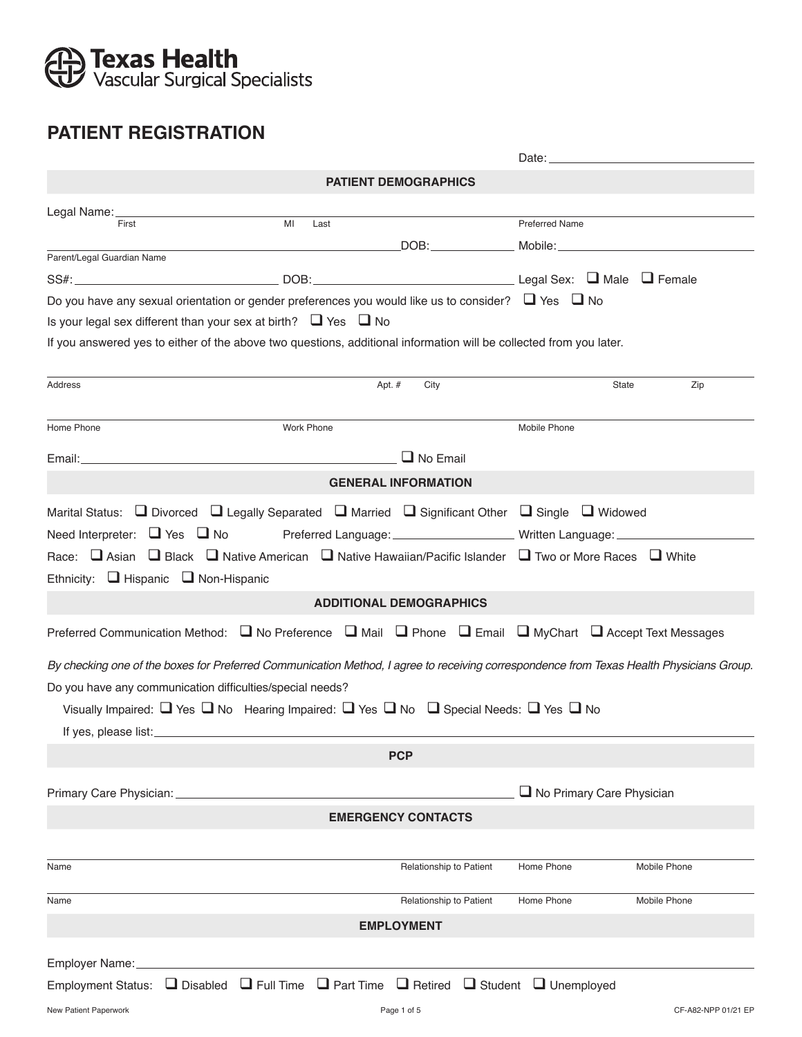Texas Health
Vascular Surgical Specialists

# PATIENT REGISTRATION

Date: ____________________

## PATIENT DEMOGRAPHICS

Legal Name: ____________________ ____ ____________________ ____________________
First MI Last Preferred Name

____________________ DOB: __________ Mobile: ____________________
Parent/Legal Guardian Name

SS#: ____________________ DOB: ____________________ Legal Sex: ❑ Male ❑ Female

Do you have any sexual orientation or gender preferences you would like us to consider? ❑ Yes ❑ No

Is your legal sex different than your sex at birth? ❑ Yes ❑ No

If you answered yes to either of the above two questions, additional information will be collected from you later.

____________________ ______ ____________________ ______ ______
Address Apt. # City State Zip

____________________ ____________________ ____________________
Home Phone Work Phone Mobile Phone

Email: ____________________ ❑ No Email

## GENERAL INFORMATION

Marital Status: ❑ Divorced ❑ Legally Separated ❑ Married ❑ Significant Other ❑ Single ❑ Widowed

Need Interpreter: ❑ Yes ❑ No Preferred Language: __________ Written Language: __________

Race: ❑ Asian ❑ Black ❑ Native American ❑ Native Hawaiian/Pacific Islander ❑ Two or More Races ❑ White

Ethnicity: ❑ Hispanic ❑ Non-Hispanic

## ADDITIONAL DEMOGRAPHICS

Preferred Communication Method: ❑ No Preference ❑ Mail ❑ Phone ❑ Email ❑ MyChart ❑ Accept Text Messages

*By checking one of the boxes for Preferred Communication Method, I agree to receiving correspondence from Texas Health Physicians Group.*

Do you have any communication difficulties/special needs?

Visually Impaired: ❑ Yes ❑ No Hearing Impaired: ❑ Yes ❑ No ❑ Special Needs: ❑ Yes ❑ No

If yes, please list: ____________________

## PCP

Primary Care Physician: ____________________ ❑ No Primary Care Physician

## EMERGENCY CONTACTS

| Name | Relationship to Patient | Home Phone | Mobile Phone |
|---|---|---|---|
| | | | |
| | | | |

## EMPLOYMENT

Employer Name: ____________________

Employment Status: ❑ Disabled ❑ Full Time ❑ Part Time ❑ Retired ❑ Student ❑ Unemployed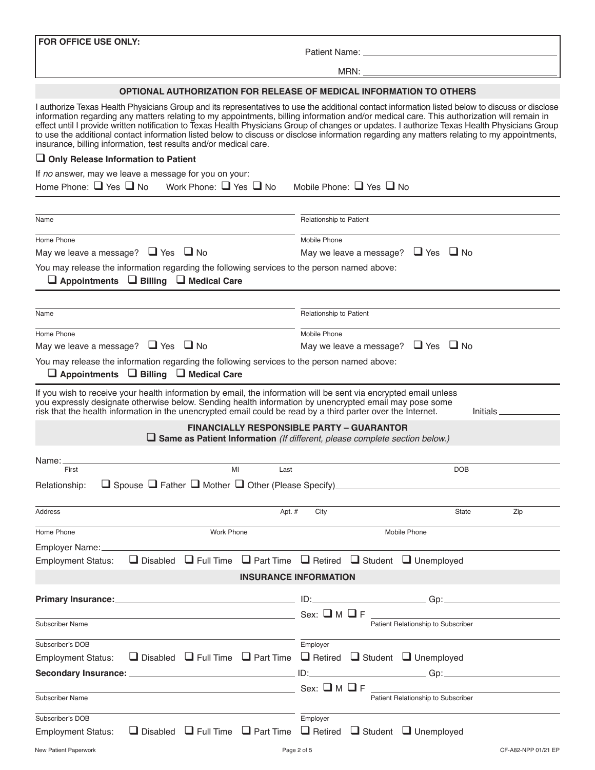**FOR OFFICE USE ONLY:**

Patient Name: ______________________

MRN: ______________________

## OPTIONAL AUTHORIZATION FOR RELEASE OF MEDICAL INFORMATION TO OTHERS

I authorize Texas Health Physicians Group and its representatives to use the additional contact information listed below to discuss or disclose information regarding any matters relating to my appointments, billing information and/or medical care. This authorization will remain in effect until I provide written notification to Texas Health Physicians Group of changes or updates. I authorize Texas Health Physicians Group to use the additional contact information listed below to discuss or disclose information regarding any matters relating to my appointments, insurance, billing information, test results and/or medical care.

❑ **Only Release Information to Patient**

If *no* answer, may we leave a message for you on your:

Home Phone: ❑ Yes ❑ No Work Phone: ❑ Yes ❑ No Mobile Phone: ❑ Yes ❑ No

---

Name ______________________ Relationship to Patient ______________________

Home Phone ______________________ Mobile Phone ______________________

May we leave a message? ❑ Yes ❑ No May we leave a message? ❑ Yes ❑ No

You may release the information regarding the following services to the person named above:

❑ **Appointments** ❑ **Billing** ❑ **Medical Care**

---

Name ______________________ Relationship to Patient ______________________

Home Phone ______________________ Mobile Phone ______________________

May we leave a message? ❑ Yes ❑ No May we leave a message? ❑ Yes ❑ No

You may release the information regarding the following services to the person named above:

❑ **Appointments** ❑ **Billing** ❑ **Medical Care**

---

If you wish to receive your health information by email, the information will be sent via encrypted email unless you expressly designate otherwise below. Sending health information by unencrypted email may pose some risk that the health information in the unencrypted email could be read by a third parter over the Internet. Initials ____________

## FINANCIALLY RESPONSIBLE PARTY – GUARANTOR

❑ **Same as Patient Information** *(If different, please complete section below.)*

Name: ______________________
First MI Last DOB

Relationship: ❑ Spouse ❑ Father ❑ Mother ❑ Other (Please Specify) ______________________

Address ______ Apt. # ______ City ______ State ______ Zip ______

Home Phone ______ Work Phone ______ Mobile Phone ______

Employer Name: ______________________

Employment Status: ❑ Disabled ❑ Full Time ❑ Part Time ❑ Retired ❑ Student ❑ Unemployed

## INSURANCE INFORMATION

**Primary Insurance:** ______________________ ID: ______________ Gp: ______________

Subscriber Name ______________________ Sex: ❑ M ❑ F Patient Relationship to Subscriber ______________________

Subscriber's DOB ______________________ Employer ______________________

Employment Status: ❑ Disabled ❑ Full Time ❑ Part Time ❑ Retired ❑ Student ❑ Unemployed

**Secondary Insurance:** ______________________ ID: ______________ Gp: ______________

Subscriber Name ______________________ Sex: ❑ M ❑ F Patient Relationship to Subscriber ______________________

Subscriber's DOB ______________________ Employer ______________________

Employment Status: ❑ Disabled ❑ Full Time ❑ Part Time ❑ Retired ❑ Student ❑ Unemployed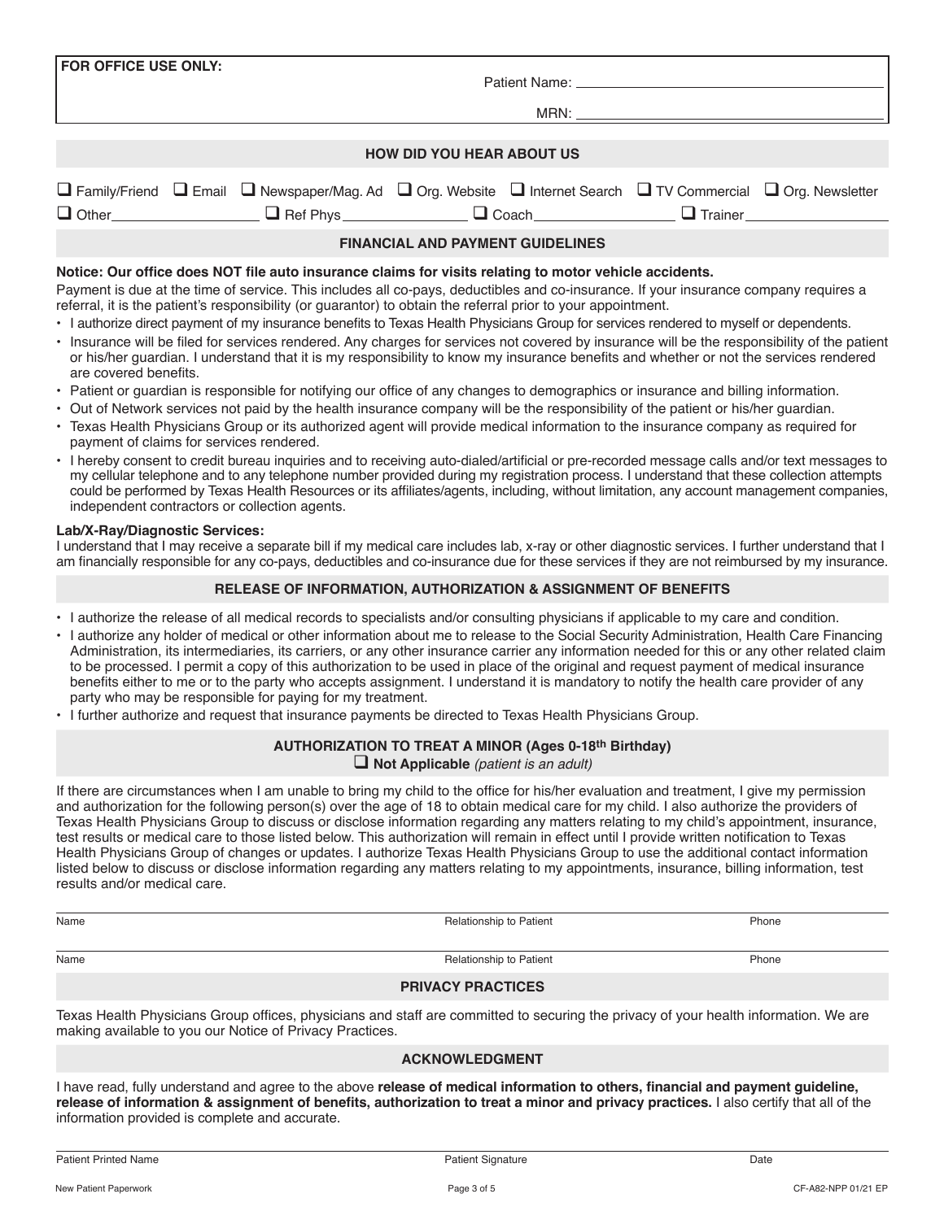**FOR OFFICE USE ONLY:**

Patient Name: ______________________________

MRN: ______________________________

## HOW DID YOU HEAR ABOUT US

☐ Family/Friend ☐ Email ☐ Newspaper/Mag. Ad ☐ Org. Website ☐ Internet Search ☐ TV Commercial ☐ Org. Newsletter

☐ Other__________________ ☐ Ref Phys________________ ☐ Coach__________________ ☐ Trainer__________________

## FINANCIAL AND PAYMENT GUIDELINES

**Notice: Our office does NOT file auto insurance claims for visits relating to motor vehicle accidents.**

Payment is due at the time of service. This includes all co-pays, deductibles and co-insurance. If your insurance company requires a referral, it is the patient's responsibility (or guarantor) to obtain the referral prior to your appointment.

- I authorize direct payment of my insurance benefits to Texas Health Physicians Group for services rendered to myself or dependents.
- Insurance will be filed for services rendered. Any charges for services not covered by insurance will be the responsibility of the patient or his/her guardian. I understand that it is my responsibility to know my insurance benefits and whether or not the services rendered are covered benefits.
- Patient or guardian is responsible for notifying our office of any changes to demographics or insurance and billing information.
- Out of Network services not paid by the health insurance company will be the responsibility of the patient or his/her guardian.
- Texas Health Physicians Group or its authorized agent will provide medical information to the insurance company as required for payment of claims for services rendered.
- I hereby consent to credit bureau inquiries and to receiving auto-dialed/artificial or pre-recorded message calls and/or text messages to my cellular telephone and to any telephone number provided during my registration process. I understand that these collection attempts could be performed by Texas Health Resources or its affiliates/agents, including, without limitation, any account management companies, independent contractors or collection agents.

**Lab/X-Ray/Diagnostic Services:**

I understand that I may receive a separate bill if my medical care includes lab, x-ray or other diagnostic services. I further understand that I am financially responsible for any co-pays, deductibles and co-insurance due for these services if they are not reimbursed by my insurance.

## RELEASE OF INFORMATION, AUTHORIZATION & ASSIGNMENT OF BENEFITS

- I authorize the release of all medical records to specialists and/or consulting physicians if applicable to my care and condition.
- I authorize any holder of medical or other information about me to release to the Social Security Administration, Health Care Financing Administration, its intermediaries, its carriers, or any other insurance carrier any information needed for this or any other related claim to be processed. I permit a copy of this authorization to be used in place of the original and request payment of medical insurance benefits either to me or to the party who accepts assignment. I understand it is mandatory to notify the health care provider of any party who may be responsible for paying for my treatment.
- I further authorize and request that insurance payments be directed to Texas Health Physicians Group.

## AUTHORIZATION TO TREAT A MINOR (Ages 0-18th Birthday)

☐ **Not Applicable** *(patient is an adult)*

If there are circumstances when I am unable to bring my child to the office for his/her evaluation and treatment, I give my permission and authorization for the following person(s) over the age of 18 to obtain medical care for my child. I also authorize the providers of Texas Health Physicians Group to discuss or disclose information regarding any matters relating to my child's appointment, insurance, test results or medical care to those listed below. This authorization will remain in effect until I provide written notification to Texas Health Physicians Group of changes or updates. I authorize Texas Health Physicians Group to use the additional contact information listed below to discuss or disclose information regarding any matters relating to my appointments, insurance, billing information, test results and/or medical care.

| Name | Relationship to Patient | Phone |
|---|---|---|
| | | |
| | | |

## PRIVACY PRACTICES

Texas Health Physicians Group offices, physicians and staff are committed to securing the privacy of your health information. We are making available to you our Notice of Privacy Practices.

## ACKNOWLEDGMENT

I have read, fully understand and agree to the above **release of medical information to others, financial and payment guideline, release of information & assignment of benefits, authorization to treat a minor and privacy practices.** I also certify that all of the information provided is complete and accurate.

| Patient Printed Name | Patient Signature | Date |
|---|---|---|
| | | |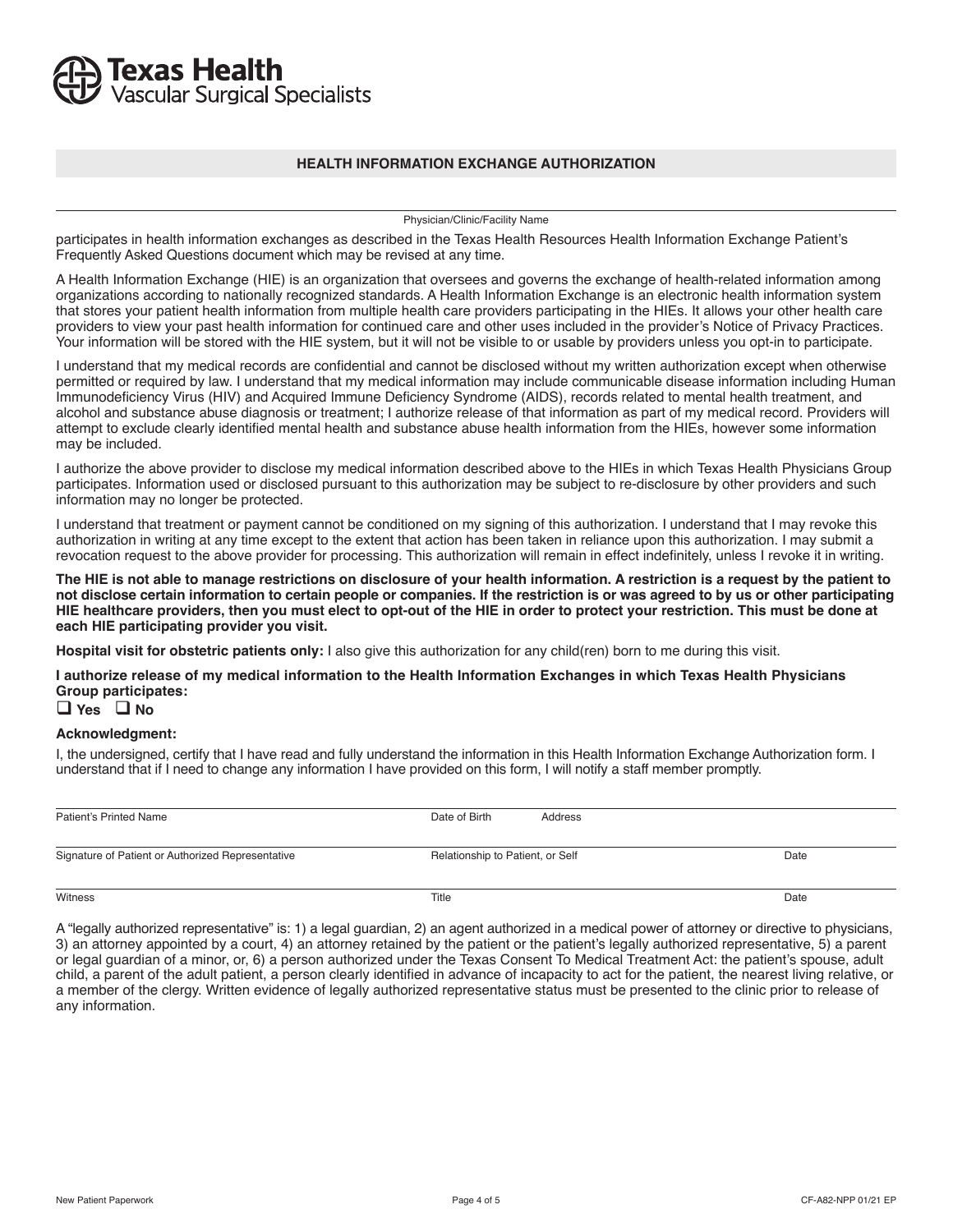**Texas Health**
Vascular Surgical Specialists

## HEALTH INFORMATION EXCHANGE AUTHORIZATION

\_\_\_\_\_\_\_\_\_\_\_\_\_\_\_\_\_\_\_\_\_\_\_\_\_\_\_\_\_\_\_\_\_\_\_\_\_\_\_\_
Physician/Clinic/Facility Name

participates in health information exchanges as described in the Texas Health Resources Health Information Exchange Patient's Frequently Asked Questions document which may be revised at any time.

A Health Information Exchange (HIE) is an organization that oversees and governs the exchange of health-related information among organizations according to nationally recognized standards. A Health Information Exchange is an electronic health information system that stores your patient health information from multiple health care providers participating in the HIEs. It allows your other health care providers to view your past health information for continued care and other uses included in the provider's Notice of Privacy Practices. Your information will be stored with the HIE system, but it will not be visible to or usable by providers unless you opt-in to participate.

I understand that my medical records are confidential and cannot be disclosed without my written authorization except when otherwise permitted or required by law. I understand that my medical information may include communicable disease information including Human Immunodeficiency Virus (HIV) and Acquired Immune Deficiency Syndrome (AIDS), records related to mental health treatment, and alcohol and substance abuse diagnosis or treatment; I authorize release of that information as part of my medical record. Providers will attempt to exclude clearly identified mental health and substance abuse health information from the HIEs, however some information may be included.

I authorize the above provider to disclose my medical information described above to the HIEs in which Texas Health Physicians Group participates. Information used or disclosed pursuant to this authorization may be subject to re-disclosure by other providers and such information may no longer be protected.

I understand that treatment or payment cannot be conditioned on my signing of this authorization. I understand that I may revoke this authorization in writing at any time except to the extent that action has been taken in reliance upon this authorization. I may submit a revocation request to the above provider for processing. This authorization will remain in effect indefinitely, unless I revoke it in writing.

**The HIE is not able to manage restrictions on disclosure of your health information. A restriction is a request by the patient to not disclose certain information to certain people or companies. If the restriction is or was agreed to by us or other participating HIE healthcare providers, then you must elect to opt-out of the HIE in order to protect your restriction. This must be done at each HIE participating provider you visit.**

**Hospital visit for obstetric patients only:** I also give this authorization for any child(ren) born to me during this visit.

**I authorize release of my medical information to the Health Information Exchanges in which Texas Health Physicians Group participates:**

☐ **Yes** ☐ **No**

**Acknowledgment:**

I, the undersigned, certify that I have read and fully understand the information in this Health Information Exchange Authorization form. I understand that if I need to change any information I have provided on this form, I will notify a staff member promptly.

| | | |
|---|---|---|
| Patient's Printed Name | Date of Birth / Address | |
| Signature of Patient or Authorized Representative | Relationship to Patient, or Self | Date |
| Witness | Title | Date |

A "legally authorized representative" is: 1) a legal guardian, 2) an agent authorized in a medical power of attorney or directive to physicians, 3) an attorney appointed by a court, 4) an attorney retained by the patient or the patient's legally authorized representative, 5) a parent or legal guardian of a minor, or, 6) a person authorized under the Texas Consent To Medical Treatment Act: the patient's spouse, adult child, a parent of the adult patient, a person clearly identified in advance of incapacity to act for the patient, the nearest living relative, or a member of the clergy. Written evidence of legally authorized representative status must be presented to the clinic prior to release of any information.

New Patient Paperwork CF-A82-NPP 01/21 EP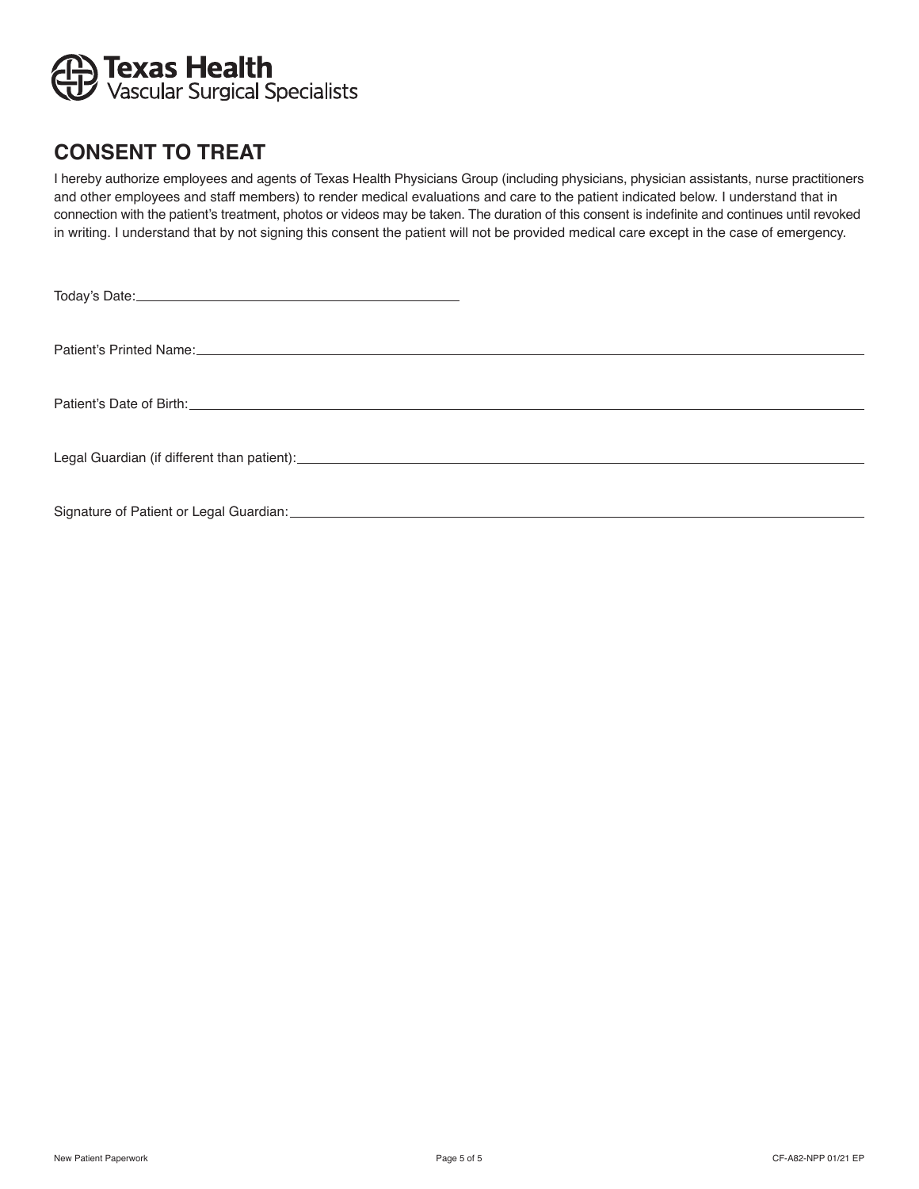Texas Health
Vascular Surgical Specialists

## CONSENT TO TREAT

I hereby authorize employees and agents of Texas Health Physicians Group (including physicians, physician assistants, nurse practitioners and other employees and staff members) to render medical evaluations and care to the patient indicated below. I understand that in connection with the patient's treatment, photos or videos may be taken. The duration of this consent is indefinite and continues until revoked in writing. I understand that by not signing this consent the patient will not be provided medical care except in the case of emergency.

Today's Date: ______________________________

Patient's Printed Name: ______________________________

Patient's Date of Birth: ______________________________

Legal Guardian (if different than patient): ______________________________

Signature of Patient or Legal Guardian: ______________________________